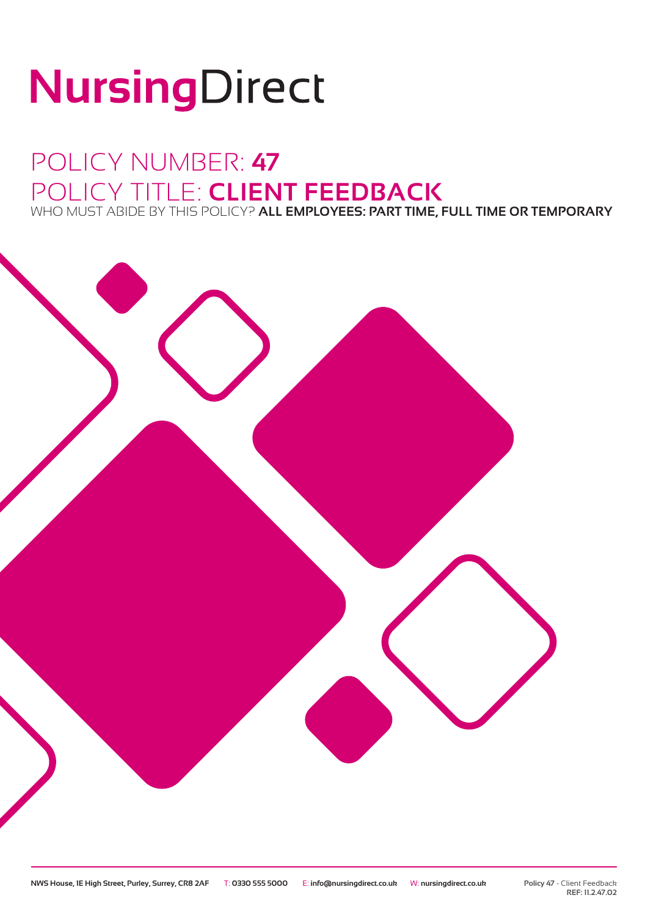# NursingDirect

## POLICY NUMBER: **47**

## POLICY TITLE: **CLIENT FEEDBACK**

WHO MUST ABIDE BY THIS POLICY? **ALL EMPLOYEES: PART TIME, FULL TIME OR TEMPORARY**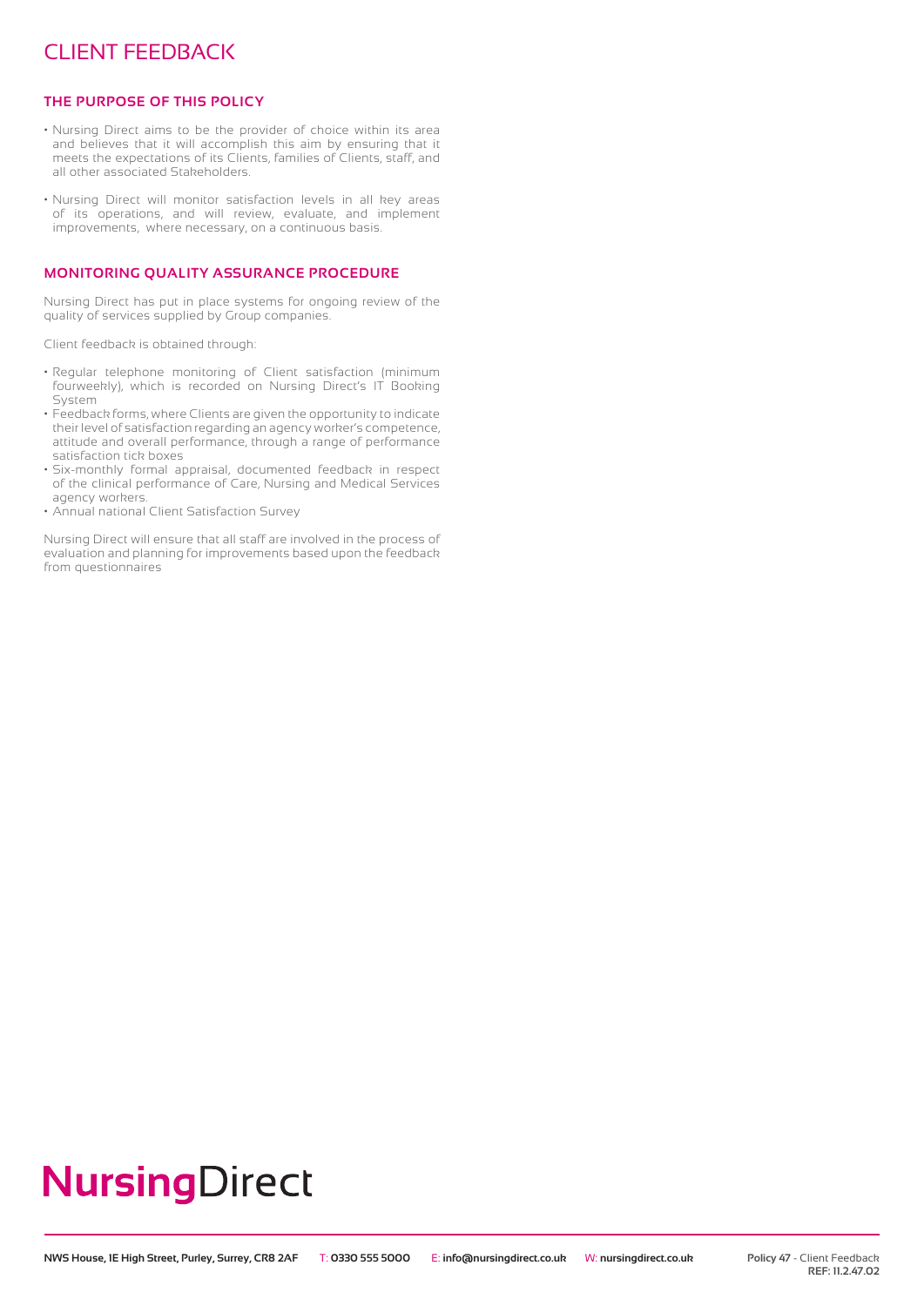# CLIENT FEEDBACK

## THE PURPOSE OF THIS POLICY

- Nursing Direct aims to be the provider of choice within its area and believes that it will accomplish this aim by ensuring that it meets the expectations of its Clients, families of Clients, staff, and all other associated Stakeholders.
- Nursing Direct will monitor satisfaction levels in all key areas of its operations, and will review, evaluate, and implement improvements, where necessary, on a continuous basis.

## MONITORING QUALITY ASSURANCE PROCEDURE

Nursing Direct has put in place systems for ongoing review of the quality of services supplied by Group companies.

Client feedback is obtained through:

- Regular telephone monitoring of Client satisfaction (minimum fourweekly), which is recorded on Nursing Direct's IT Booking System
- Feedback forms, where Clients are given the opportunity to indicate their level of satisfaction regarding an agency worker's competence, attitude and overall performance, through a range of performance satisfaction tick boxes
- Six-monthly formal appraisal, documented feedback in respect of the clinical performance of Care, Nursing and Medical Services agency workers.
- Annual national Client Satisfaction Survey

Nursing Direct will ensure that all staff are involved in the process of evaluation and planning for improvements based upon the feedback from questionnaires

**Nursing**Direct

**NWS House, 1E High Street, Purley, Surrey, CR8 2AF** T: **0330 555 5000** E: **info@nursingdirect.co.uk** W: **nursingdirect.co.uk**

**Policy 47** - Client Feedback
**REF: 11.2.47.02**